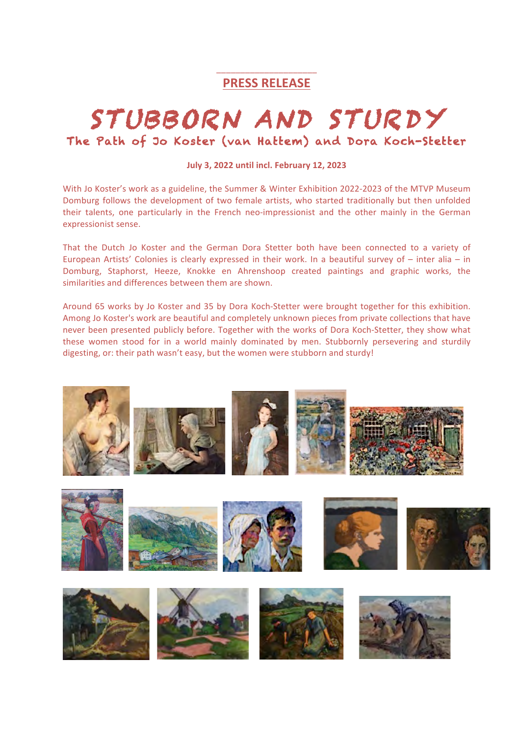**PRESS RELEASE**

# STUBBORN AND STURDY

## The Path of Jo Koster (van Hattem) and Dora Koch-Stetter

**July 3, 2022 until incl. February 12, 2023**

With Jo Koster's work as a guideline, the Summer & Winter Exhibition 2022-2023 of the MTVP Museum Domburg follows the development of two female artists, who started traditionally but then unfolded their talents, one particularly in the French neo-impressionist and the other mainly in the German expressionist sense.

That the Dutch Jo Koster and the German Dora Stetter both have been connected to a variety of European Artists' Colonies is clearly expressed in their work. In a beautiful survey of – inter alia – in Domburg, Staphorst, Heeze, Knokke en Ahrenshoop created paintings and graphic works, the similarities and differences between them are shown.

Around 65 works by Jo Koster and 35 by Dora Koch-Stetter were brought together for this exhibition. Among Jo Koster's work are beautiful and completely unknown pieces from private collections that have never been presented publicly before. Together with the works of Dora Koch-Stetter, they show what these women stood for in a world mainly dominated by men. Stubbornly persevering and sturdily digesting, or: their path wasn't easy, but the women were stubborn and sturdy!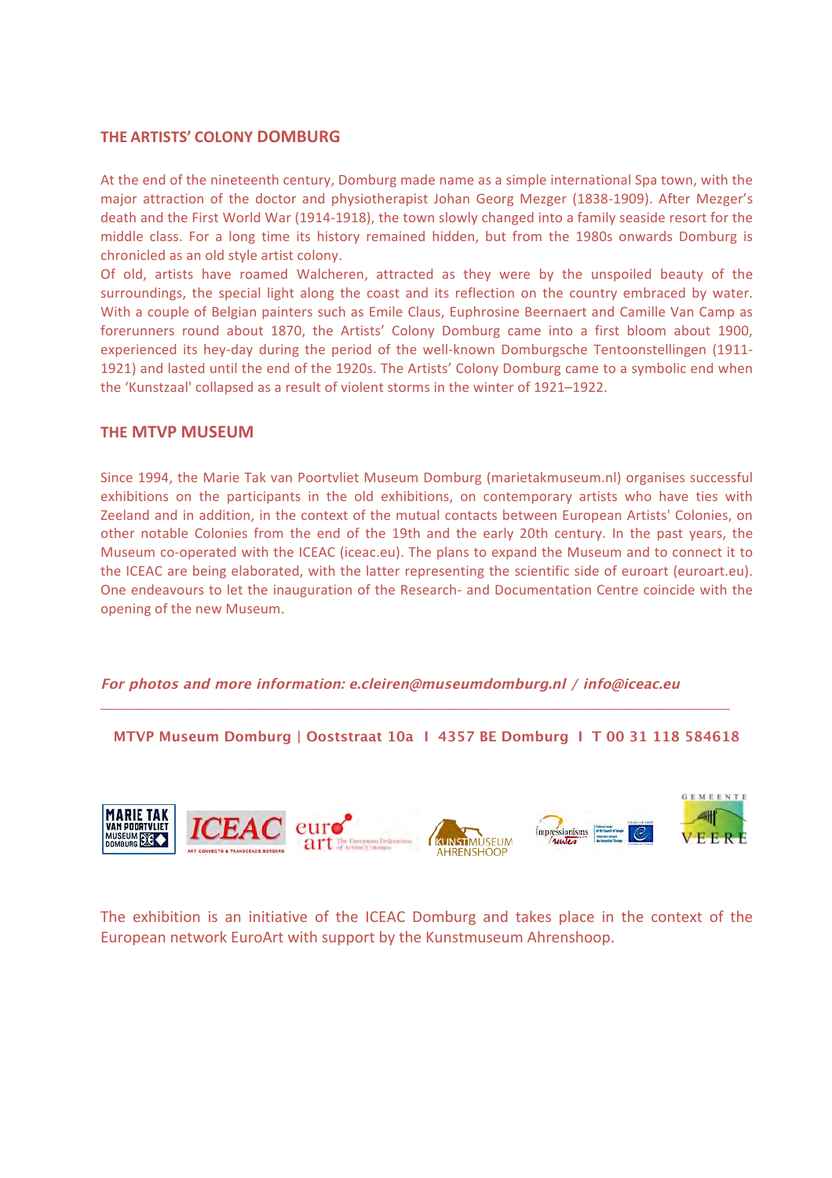## THE ARTISTS' COLONY DOMBURG

At the end of the nineteenth century, Domburg made name as a simple international Spa town, with the major attraction of the doctor and physiotherapist Johan Georg Mezger (1838-1909). After Mezger's death and the First World War (1914-1918), the town slowly changed into a family seaside resort for the middle class. For a long time its history remained hidden, but from the 1980s onwards Domburg is chronicled as an old style artist colony.

Of old, artists have roamed Walcheren, attracted as they were by the unspoiled beauty of the surroundings, the special light along the coast and its reflection on the country embraced by water. With a couple of Belgian painters such as Emile Claus, Euphrosine Beernaert and Camille Van Camp as forerunners round about 1870, the Artists' Colony Domburg came into a first bloom about 1900, experienced its hey-day during the period of the well-known Domburgsche Tentoonstellingen (1911-1921) and lasted until the end of the 1920s. The Artists' Colony Domburg came to a symbolic end when the 'Kunstzaal' collapsed as a result of violent storms in the winter of 1921–1922.

## THE MTVP MUSEUM

Since 1994, the Marie Tak van Poortvliet Museum Domburg (marietakmuseum.nl) organises successful exhibitions on the participants in the old exhibitions, on contemporary artists who have ties with Zeeland and in addition, in the context of the mutual contacts between European Artists' Colonies, on other notable Colonies from the end of the 19th and the early 20th century. In the past years, the Museum co-operated with the ICEAC (iceac.eu). The plans to expand the Museum and to connect it to the ICEAC are being elaborated, with the latter representing the scientific side of euroart (euroart.eu). One endeavours to let the inauguration of the Research- and Documentation Centre coincide with the opening of the new Museum.

***For photos and more information: e.cleiren@museumdomburg.nl / info@iceac.eu***

---

**MTVP Museum Domburg | Oosstraat 10a I 4357 BE Domburg I T 00 31 118 584618**

The exhibition is an initiative of the ICEAC Domburg and takes place in the context of the European network EuroArt with support by the Kunstmuseum Ahrenshoop.